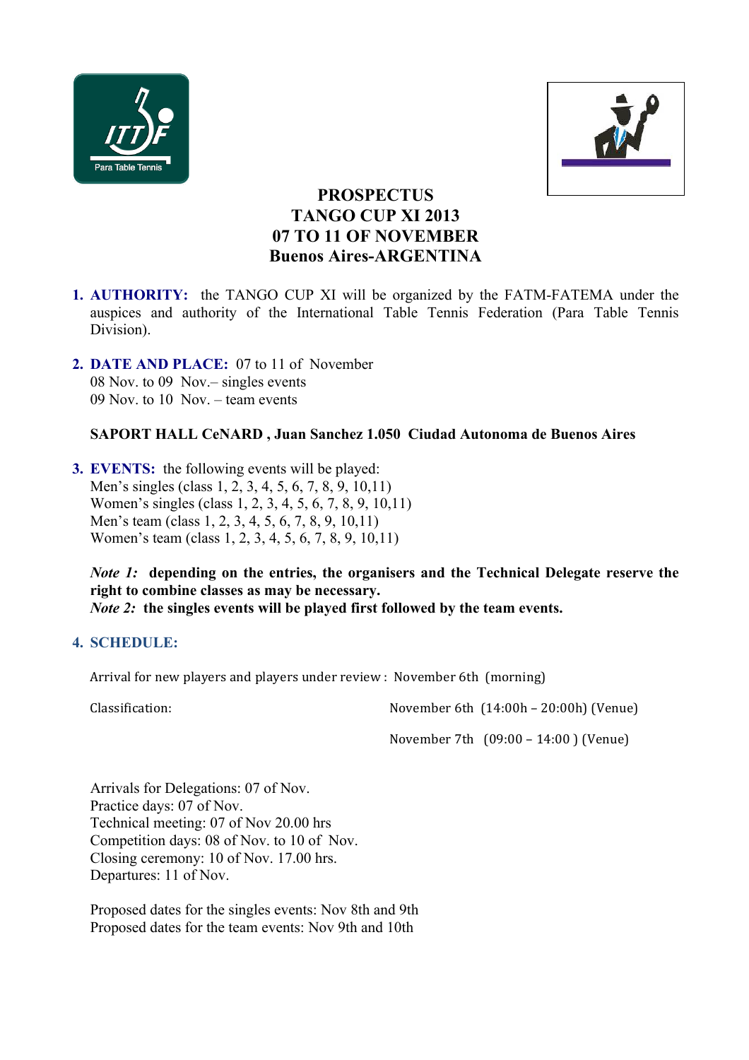# PROSPECTUS
# TANGO CUP XI 2013
# 07 TO 11 OF NOVEMBER
# Buenos Aires-ARGENTINA

1. **AUTHORITY:** the TANGO CUP XI will be organized by the FATM-FATEMA under the auspices and authority of the International Table Tennis Federation (Para Table Tennis Division).

2. **DATE AND PLACE:** 07 to 11 of November
   08 Nov. to 09 Nov.– singles events
   09 Nov. to 10 Nov. – team events

   **SAPORT HALL CeNARD , Juan Sanchez 1.050 Ciudad Autonoma de Buenos Aires**

3. **EVENTS:** the following events will be played:
   Men's singles (class 1, 2, 3, 4, 5, 6, 7, 8, 9, 10,11)
   Women's singles (class 1, 2, 3, 4, 5, 6, 7, 8, 9, 10,11)
   Men's team (class 1, 2, 3, 4, 5, 6, 7, 8, 9, 10,11)
   Women's team (class 1, 2, 3, 4, 5, 6, 7, 8, 9, 10,11)

   ***Note 1:*** **depending on the entries, the organisers and the Technical Delegate reserve the right to combine classes as may be necessary.**
   ***Note 2:*** **the singles events will be played first followed by the team events.**

4. **SCHEDULE:**

   Arrival for new players and players under review : November 6th (morning)

   Classification: November 6th (14:00h – 20:00h) (Venue)
   November 7th (09:00 – 14:00 ) (Venue)

   Arrivals for Delegations: 07 of Nov.
   Practice days: 07 of Nov.
   Technical meeting: 07 of Nov 20.00 hrs
   Competition days: 08 of Nov. to 10 of Nov.
   Closing ceremony: 10 of Nov. 17.00 hrs.
   Departures: 11 of Nov.

   Proposed dates for the singles events: Nov 8th and 9th
   Proposed dates for the team events: Nov 9th and 10th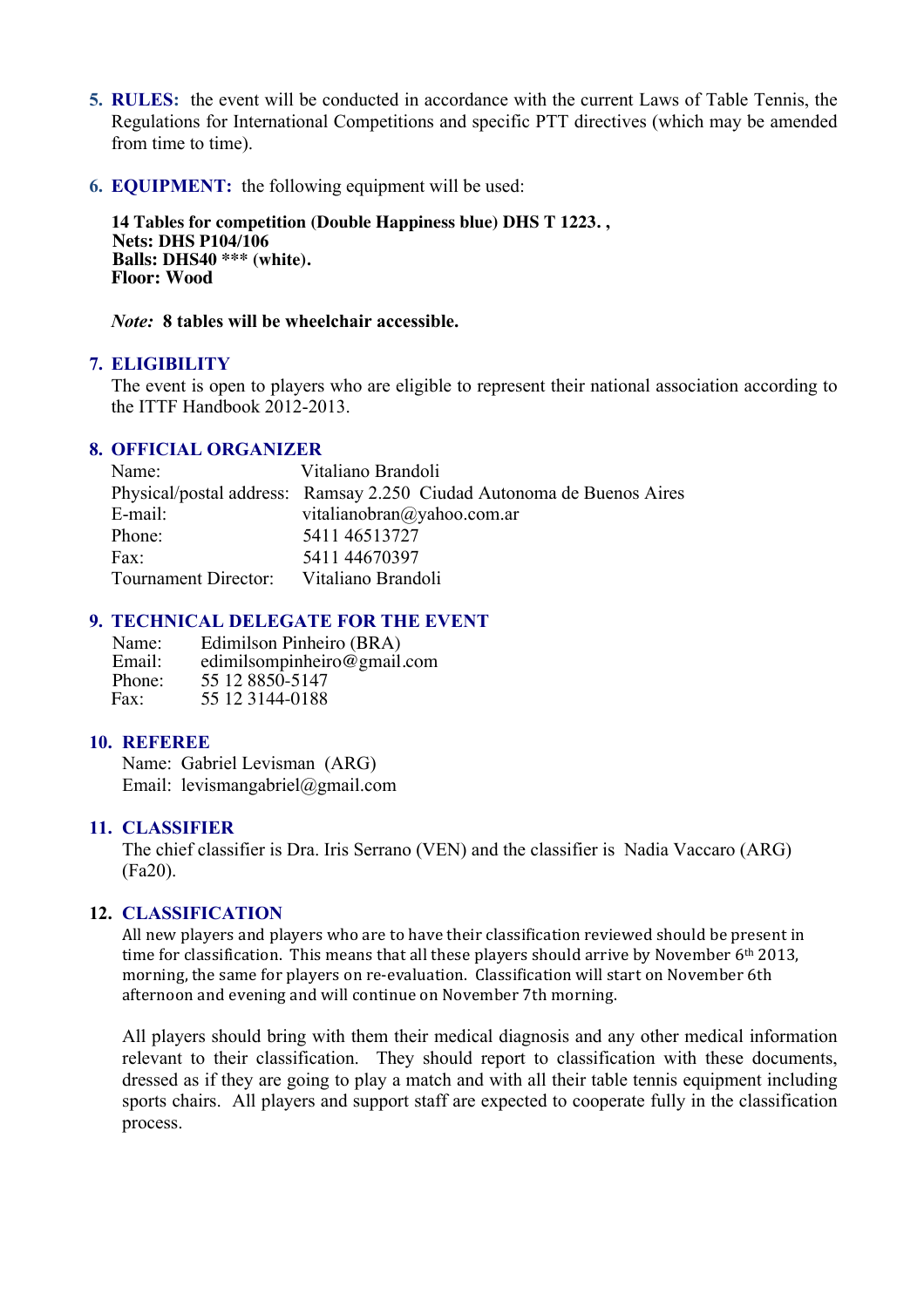5. **RULES:** the event will be conducted in accordance with the current Laws of Table Tennis, the Regulations for International Competitions and specific PTT directives (which may be amended from time to time).

6. **EQUIPMENT:** the following equipment will be used:

   **14 Tables for competition (Double Happiness blue) DHS T 1223. ,**
   **Nets: DHS P104/106**
   **Balls: DHS40 *** (white).**
   **Floor: Wood**

   *Note:* **8 tables will be wheelchair accessible.**

## 7. ELIGIBILITY

The event is open to players who are eligible to represent their national association according to the ITTF Handbook 2012-2013.

## 8. OFFICIAL ORGANIZER

Name: Vitaliano Brandoli
Physical/postal address: Ramsay 2.250 Ciudad Autonoma de Buenos Aires
E-mail: vitalianobran@yahoo.com.ar
Phone: 5411 46513727
Fax: 5411 44670397
Tournament Director: Vitaliano Brandoli

## 9. TECHNICAL DELEGATE FOR THE EVENT

Name: Edimilson Pinheiro (BRA)
Email: edimilsompinheiro@gmail.com
Phone: 55 12 8850-5147
Fax: 55 12 3144-0188

## 10. REFEREE

Name: Gabriel Levisman (ARG)
Email: levismangabriel@gmail.com

## 11. CLASSIFIER

The chief classifier is Dra. Iris Serrano (VEN) and the classifier is Nadia Vaccaro (ARG) (Fa20).

## 12. CLASSIFICATION

All new players and players who are to have their classification reviewed should be present in time for classification. This means that all these players should arrive by November 6th 2013, morning, the same for players on re-evaluation. Classification will start on November 6th afternoon and evening and will continue on November 7th morning.

All players should bring with them their medical diagnosis and any other medical information relevant to their classification. They should report to classification with these documents, dressed as if they are going to play a match and with all their table tennis equipment including sports chairs. All players and support staff are expected to cooperate fully in the classification process.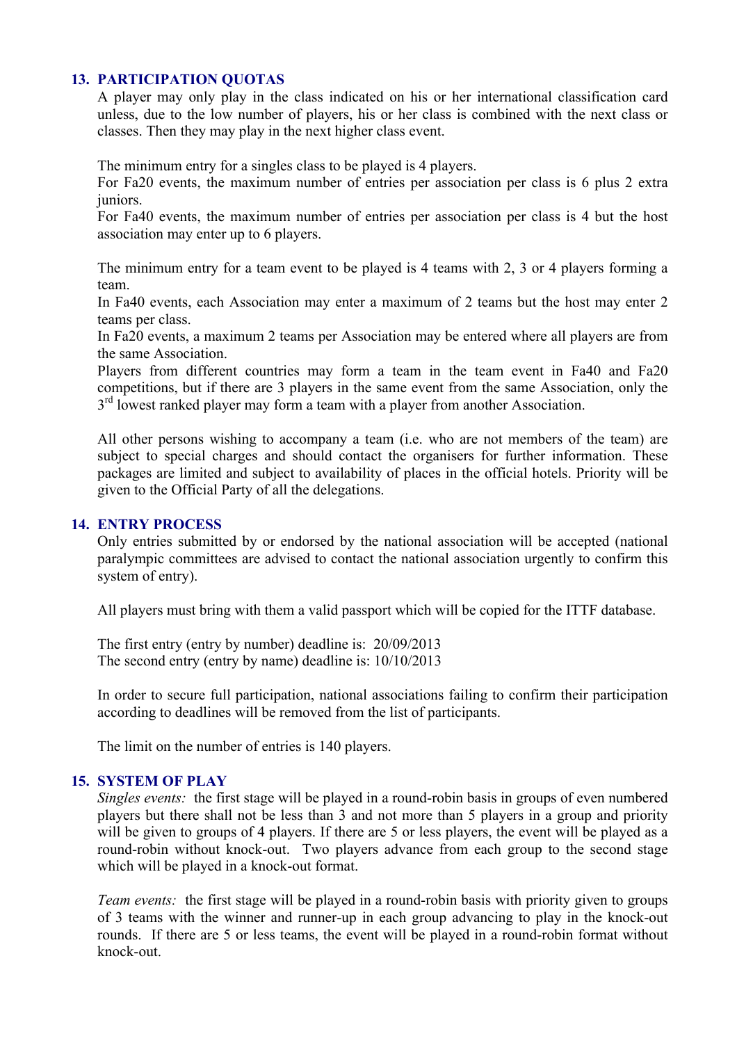## 13. PARTICIPATION QUOTAS

A player may only play in the class indicated on his or her international classification card unless, due to the low number of players, his or her class is combined with the next class or classes. Then they may play in the next higher class event.

The minimum entry for a singles class to be played is 4 players.
For Fa20 events, the maximum number of entries per association per class is 6 plus 2 extra juniors.
For Fa40 events, the maximum number of entries per association per class is 4 but the host association may enter up to 6 players.

The minimum entry for a team event to be played is 4 teams with 2, 3 or 4 players forming a team.
In Fa40 events, each Association may enter a maximum of 2 teams but the host may enter 2 teams per class.
In Fa20 events, a maximum 2 teams per Association may be entered where all players are from the same Association.
Players from different countries may form a team in the team event in Fa40 and Fa20 competitions, but if there are 3 players in the same event from the same Association, only the 3rd lowest ranked player may form a team with a player from another Association.

All other persons wishing to accompany a team (i.e. who are not members of the team) are subject to special charges and should contact the organisers for further information. These packages are limited and subject to availability of places in the official hotels. Priority will be given to the Official Party of all the delegations.

## 14. ENTRY PROCESS

Only entries submitted by or endorsed by the national association will be accepted (national paralympic committees are advised to contact the national association urgently to confirm this system of entry).

All players must bring with them a valid passport which will be copied for the ITTF database.

The first entry (entry by number) deadline is: 20/09/2013
The second entry (entry by name) deadline is: 10/10/2013

In order to secure full participation, national associations failing to confirm their participation according to deadlines will be removed from the list of participants.

The limit on the number of entries is 140 players.

## 15. SYSTEM OF PLAY

*Singles events:* the first stage will be played in a round-robin basis in groups of even numbered players but there shall not be less than 3 and not more than 5 players in a group and priority will be given to groups of 4 players. If there are 5 or less players, the event will be played as a round-robin without knock-out. Two players advance from each group to the second stage which will be played in a knock-out format.

*Team events:* the first stage will be played in a round-robin basis with priority given to groups of 3 teams with the winner and runner-up in each group advancing to play in the knock-out rounds. If there are 5 or less teams, the event will be played in a round-robin format without knock-out.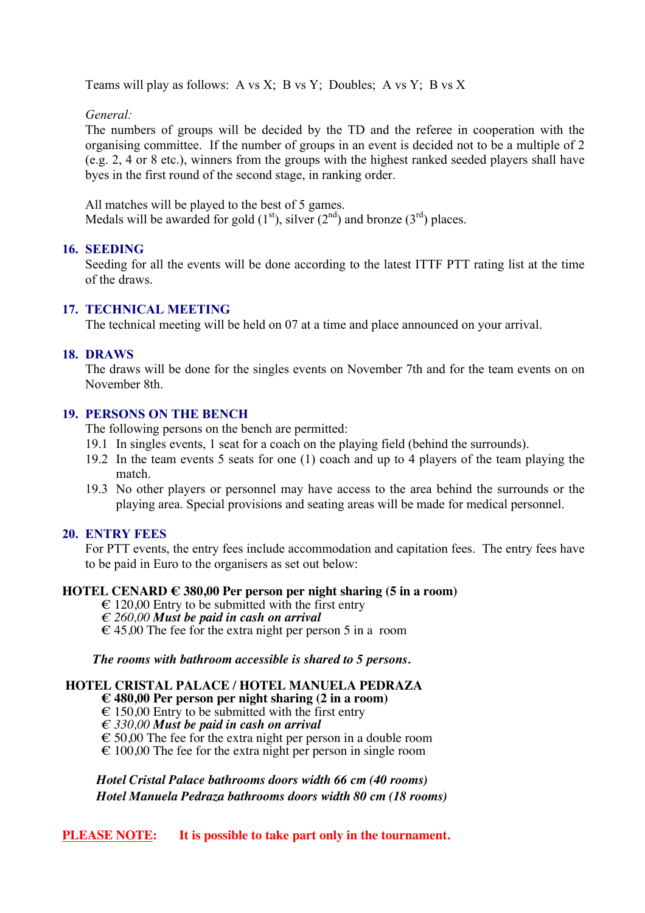Teams will play as follows: A vs X; B vs Y; Doubles; A vs Y; B vs X

*General:*

The numbers of groups will be decided by the TD and the referee in cooperation with the organising committee. If the number of groups in an event is decided not to be a multiple of 2 (e.g. 2, 4 or 8 etc.), winners from the groups with the highest ranked seeded players shall have byes in the first round of the second stage, in ranking order.

All matches will be played to the best of 5 games.
Medals will be awarded for gold (1st), silver (2nd) and bronze (3rd) places.

## 16. SEEDING

Seeding for all the events will be done according to the latest ITTF PTT rating list at the time of the draws.

## 17. TECHNICAL MEETING

The technical meeting will be held on 07 at a time and place announced on your arrival.

## 18. DRAWS

The draws will be done for the singles events on November 7th and for the team events on on November 8th.

## 19. PERSONS ON THE BENCH

The following persons on the bench are permitted:

19.1 In singles events, 1 seat for a coach on the playing field (behind the surrounds).

19.2 In the team events 5 seats for one (1) coach and up to 4 players of the team playing the match.

19.3 No other players or personnel may have access to the area behind the surrounds or the playing area. Special provisions and seating areas will be made for medical personnel.

## 20. ENTRY FEES

For PTT events, the entry fees include accommodation and capitation fees. The entry fees have to be paid in Euro to the organisers as set out below:

**HOTEL CENARD € 380,00 Per person per night sharing (5 in a room)**

- € 120,00 Entry to be submitted with the first entry
- *€ 260,00* ***Must be paid in cash on arrival***
- € 45,00 The fee for the extra night per person 5 in a room

***The rooms with bathroom accessible is shared to 5 persons.***

**HOTEL CRISTAL PALACE / HOTEL MANUELA PEDRAZA**

**€ 480,00 Per person per night sharing (2 in a room)**

- € 150,00 Entry to be submitted with the first entry
- *€ 330,00* ***Must be paid in cash on arrival***
- € 50,00 The fee for the extra night per person in a double room
- € 100,00 The fee for the extra night per person in single room

***Hotel Cristal Palace bathrooms doors width 66 cm (40 rooms)***
***Hotel Manuela Pedraza bathrooms doors width 80 cm (18 rooms)***

**PLEASE NOTE: It is possible to take part only in the tournament.**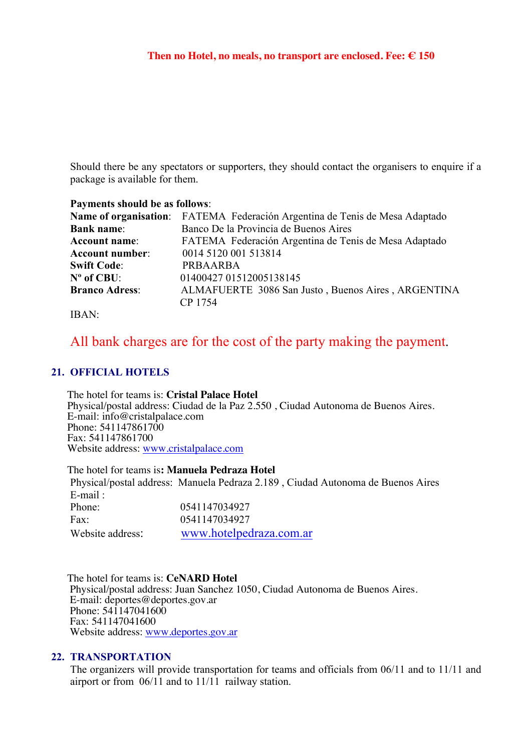**Then no Hotel, no meals, no transport are enclosed. Fee: € 150**

Should there be any spectators or supporters, they should contact the organisers to enquire if a package is available for them.

**Payments should be as follows**:

**Name of organisation**: FATEMA Federación Argentina de Tenis de Mesa Adaptado
**Bank name**: Banco De la Provincia de Buenos Aires
**Account name**: FATEMA Federación Argentina de Tenis de Mesa Adaptado
**Account number**: 0014 5120 001 513814
**Swift Code**: PRBAARBA
**Nº of CBU**: 01400427 01512005138145
**Branco Adress**: ALMAFUERTE 3086 San Justo , Buenos Aires , ARGENTINA CP 1754
IBAN:

All bank charges are for the cost of the party making the payment.

## 21. OFFICIAL HOTELS

The hotel for teams is: **Cristal Palace Hotel**
Physical/postal address: Ciudad de la Paz 2.550 , Ciudad Autonoma de Buenos Aires.
E-mail: info@cristalpalace.com
Phone: 541147861700
Fax: 541147861700
Website address: www.cristalpalace.com

The hotel for teams is**: Manuela Pedraza Hotel**
Physical/postal address: Manuela Pedraza 2.189 , Ciudad Autonoma de Buenos Aires
E-mail :
Phone: 0541147034927
Fax: 0541147034927
Website address: www.hotelpedraza.com.ar

The hotel for teams is: **CeNARD Hotel**
Physical/postal address: Juan Sanchez 1050, Ciudad Autonoma de Buenos Aires.
E-mail: deportes@deportes.gov.ar
Phone: 541147041600
Fax: 541147041600
Website address: www.deportes.gov.ar

## 22. TRANSPORTATION

The organizers will provide transportation for teams and officials from 06/11 and to 11/11 and airport or from 06/11 and to 11/11 railway station.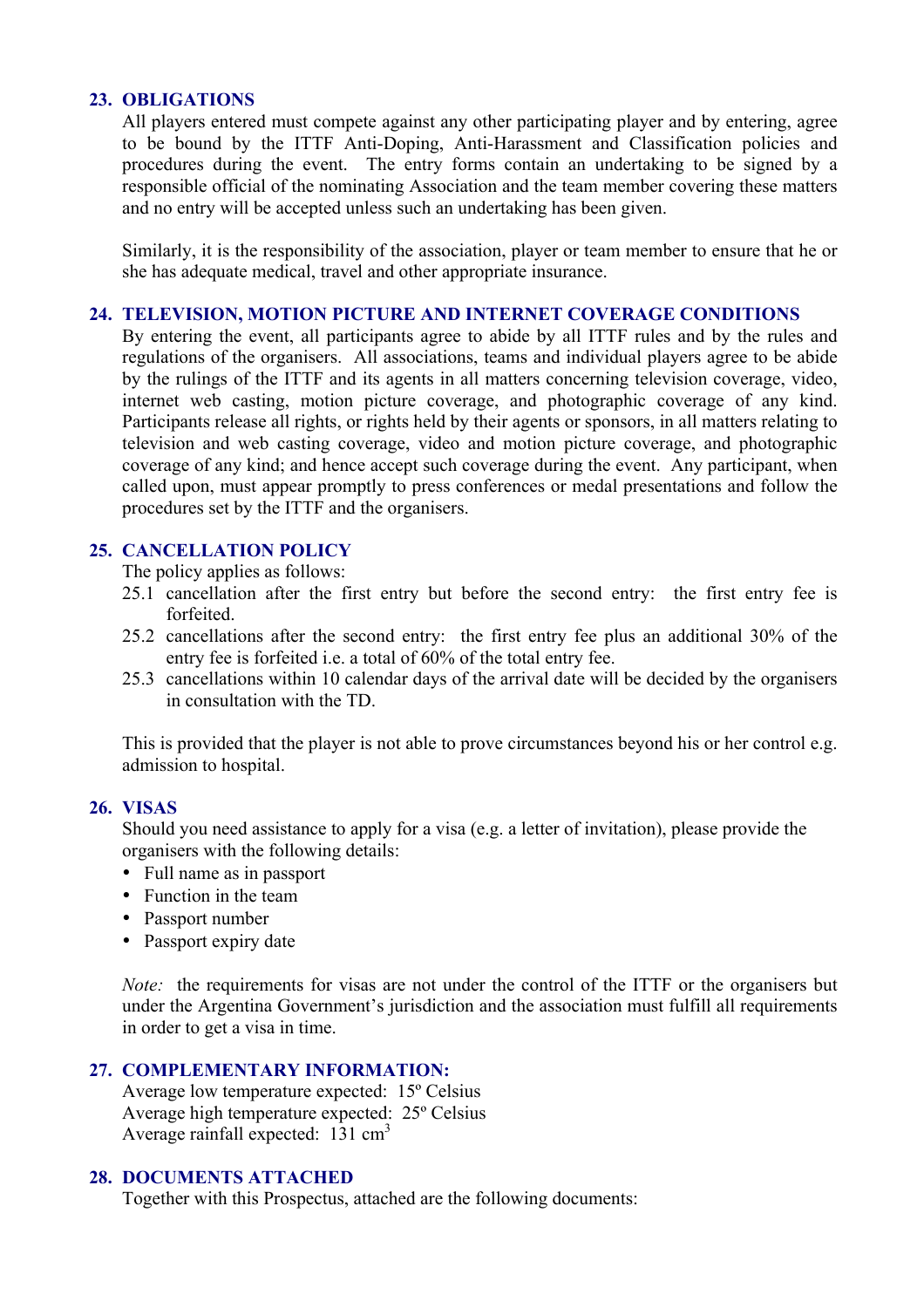## 23. OBLIGATIONS

All players entered must compete against any other participating player and by entering, agree to be bound by the ITTF Anti-Doping, Anti-Harassment and Classification policies and procedures during the event. The entry forms contain an undertaking to be signed by a responsible official of the nominating Association and the team member covering these matters and no entry will be accepted unless such an undertaking has been given.

Similarly, it is the responsibility of the association, player or team member to ensure that he or she has adequate medical, travel and other appropriate insurance.

## 24. TELEVISION, MOTION PICTURE AND INTERNET COVERAGE CONDITIONS

By entering the event, all participants agree to abide by all ITTF rules and by the rules and regulations of the organisers. All associations, teams and individual players agree to be abide by the rulings of the ITTF and its agents in all matters concerning television coverage, video, internet web casting, motion picture coverage, and photographic coverage of any kind. Participants release all rights, or rights held by their agents or sponsors, in all matters relating to television and web casting coverage, video and motion picture coverage, and photographic coverage of any kind; and hence accept such coverage during the event. Any participant, when called upon, must appear promptly to press conferences or medal presentations and follow the procedures set by the ITTF and the organisers.

## 25. CANCELLATION POLICY

The policy applies as follows:

25.1 cancellation after the first entry but before the second entry: the first entry fee is forfeited.

25.2 cancellations after the second entry: the first entry fee plus an additional 30% of the entry fee is forfeited i.e. a total of 60% of the total entry fee.

25.3 cancellations within 10 calendar days of the arrival date will be decided by the organisers in consultation with the TD.

This is provided that the player is not able to prove circumstances beyond his or her control e.g. admission to hospital.

## 26. VISAS

Should you need assistance to apply for a visa (e.g. a letter of invitation), please provide the organisers with the following details:

- Full name as in passport
- Function in the team
- Passport number
- Passport expiry date

*Note:* the requirements for visas are not under the control of the ITTF or the organisers but under the Argentina Government's jurisdiction and the association must fulfill all requirements in order to get a visa in time.

## 27. COMPLEMENTARY INFORMATION:

Average low temperature expected: 15º Celsius
Average high temperature expected: 25º Celsius
Average rainfall expected: 131 $cm^3$

## 28. DOCUMENTS ATTACHED

Together with this Prospectus, attached are the following documents: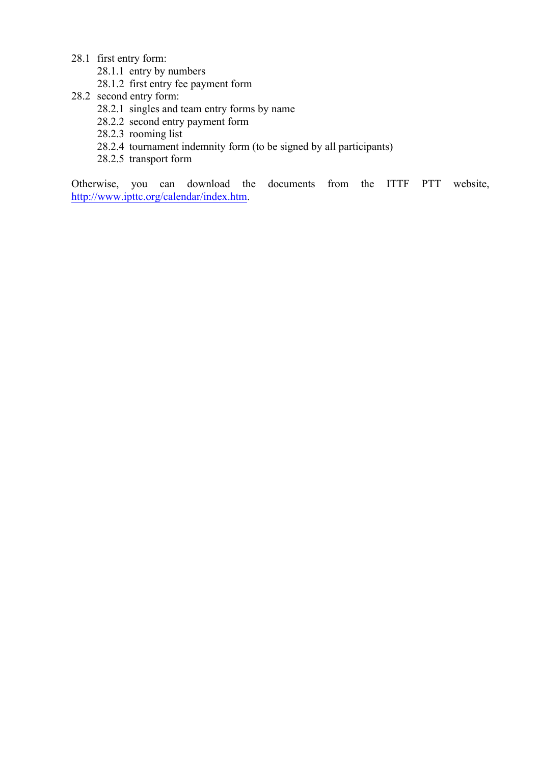- 28.1 first entry form:
  - 28.1.1 entry by numbers
  - 28.1.2 first entry fee payment form
- 28.2 second entry form:
  - 28.2.1 singles and team entry forms by name
  - 28.2.2 second entry payment form
  - 28.2.3 rooming list
  - 28.2.4 tournament indemnity form (to be signed by all participants)
  - 28.2.5 transport form

Otherwise, you can download the documents from the ITTF PTT website, [http://www.ipttc.org/calendar/index.htm](http://www.ipttc.org/calendar/index.htm).